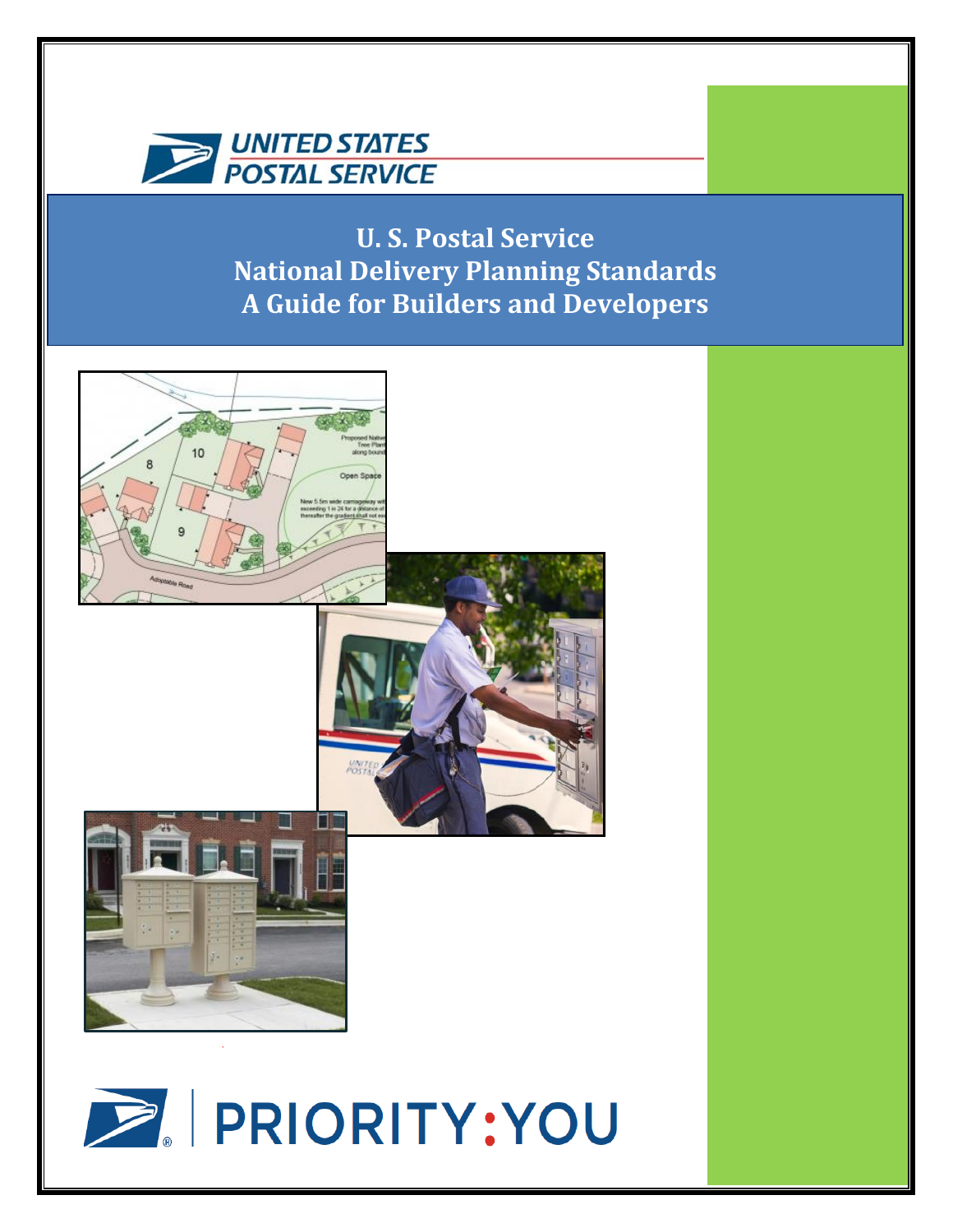UNITED STATES POSTAL SERVICE

# U. S. Postal Service
# National Delivery Planning Standards
# A Guide for Builders and Developers

PRIORITY:YOU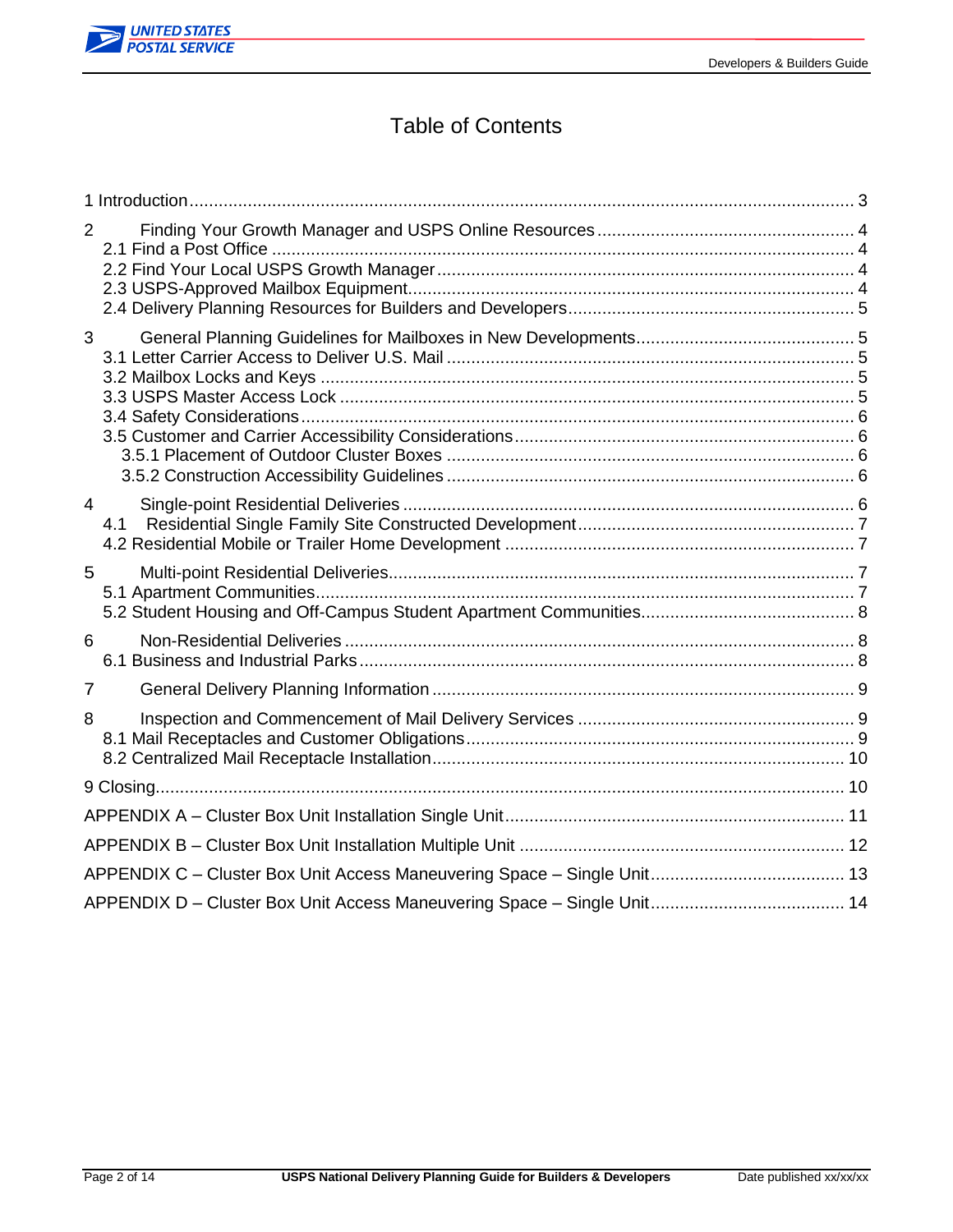# Table of Contents

1 Introduction ........................................................................................................................... 3

2 Finding Your Growth Manager and USPS Online Resources .................................................... 4
- 2.1 Find a Post Office ....................................................................................................... 4
- 2.2 Find Your Local USPS Growth Manager ....................................................................... 4
- 2.3 USPS-Approved Mailbox Equipment ........................................................................... 4
- 2.4 Delivery Planning Resources for Builders and Developers ........................................... 5

3 General Planning Guidelines for Mailboxes in New Developments ........................................... 5
- 3.1 Letter Carrier Access to Deliver U.S. Mail ................................................................... 5
- 3.2 Mailbox Locks and Keys ............................................................................................. 5
- 3.3 USPS Master Access Lock .......................................................................................... 5
- 3.4 Safety Considerations ................................................................................................ 6
- 3.5 Customer and Carrier Accessibility Considerations ..................................................... 6
  - 3.5.1 Placement of Outdoor Cluster Boxes ................................................................... 6
  - 3.5.2 Construction Accessibility Guidelines .................................................................. 6

4 Single-point Residential Deliveries ............................................................................................ 6
- 4.1 Residential Single Family Site Constructed Development ............................................ 7
- 4.2 Residential Mobile or Trailer Home Development ....................................................... 7

5 Multi-point Residential Deliveries .............................................................................................. 7
- 5.1 Apartment Communities ............................................................................................. 7
- 5.2 Student Housing and Off-Campus Student Apartment Communities ............................ 8

6 Non-Residential Deliveries ........................................................................................................ 8
- 6.1 Business and Industrial Parks ..................................................................................... 8

7 General Delivery Planning Information ..................................................................................... 9

8 Inspection and Commencement of Mail Delivery Services ......................................................... 9
- 8.1 Mail Receptacles and Customer Obligations ................................................................ 9
- 8.2 Centralized Mail Receptacle Installation ..................................................................... 10

9 Closing ..................................................................................................................................... 10

APPENDIX A – Cluster Box Unit Installation Single Unit ............................................................. 11

APPENDIX B – Cluster Box Unit Installation Multiple Unit .......................................................... 12

APPENDIX C – Cluster Box Unit Access Maneuvering Space – Single Unit .................................. 13

APPENDIX D – Cluster Box Unit Access Maneuvering Space – Single Unit .................................. 14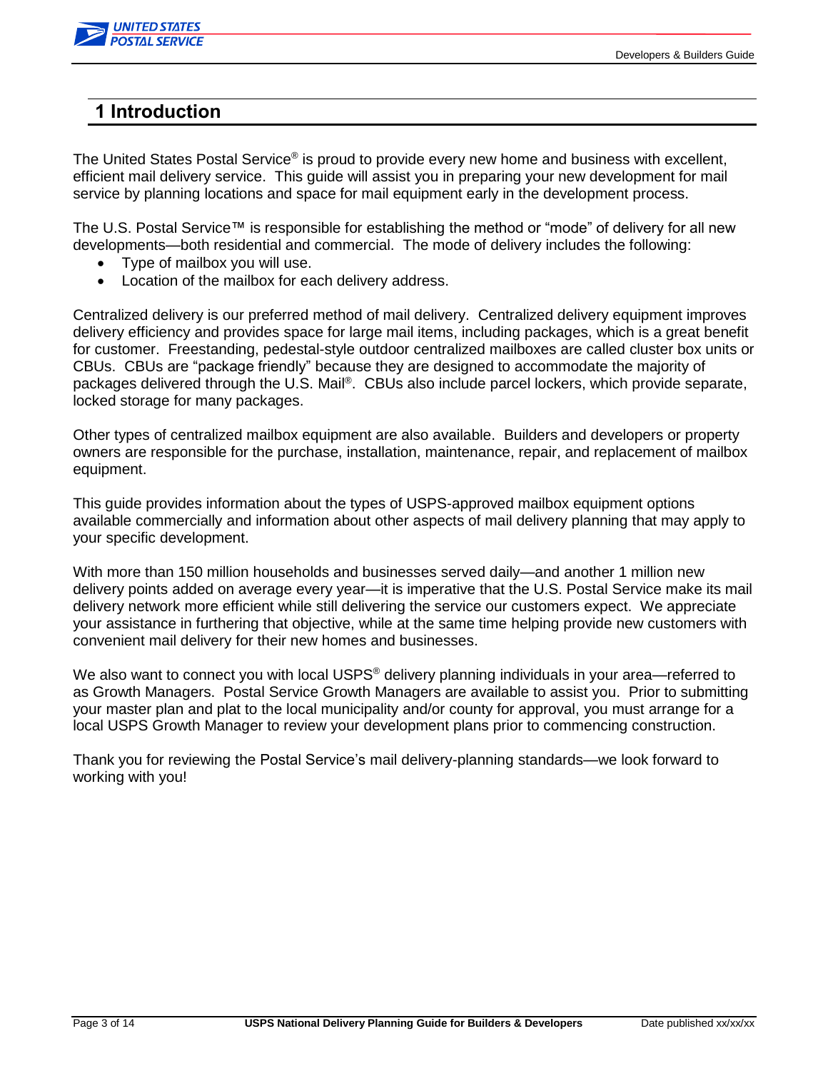# 1 Introduction

The United States Postal Service® is proud to provide every new home and business with excellent, efficient mail delivery service. This guide will assist you in preparing your new development for mail service by planning locations and space for mail equipment early in the development process.

The U.S. Postal Service™ is responsible for establishing the method or "mode" of delivery for all new developments—both residential and commercial. The mode of delivery includes the following:

- Type of mailbox you will use.
- Location of the mailbox for each delivery address.

Centralized delivery is our preferred method of mail delivery. Centralized delivery equipment improves delivery efficiency and provides space for large mail items, including packages, which is a great benefit for customer. Freestanding, pedestal-style outdoor centralized mailboxes are called cluster box units or CBUs. CBUs are "package friendly" because they are designed to accommodate the majority of packages delivered through the U.S. Mail®. CBUs also include parcel lockers, which provide separate, locked storage for many packages.

Other types of centralized mailbox equipment are also available. Builders and developers or property owners are responsible for the purchase, installation, maintenance, repair, and replacement of mailbox equipment.

This guide provides information about the types of USPS-approved mailbox equipment options available commercially and information about other aspects of mail delivery planning that may apply to your specific development.

With more than 150 million households and businesses served daily—and another 1 million new delivery points added on average every year—it is imperative that the U.S. Postal Service make its mail delivery network more efficient while still delivering the service our customers expect. We appreciate your assistance in furthering that objective, while at the same time helping provide new customers with convenient mail delivery for their new homes and businesses.

We also want to connect you with local USPS® delivery planning individuals in your area—referred to as Growth Managers. Postal Service Growth Managers are available to assist you. Prior to submitting your master plan and plat to the local municipality and/or county for approval, you must arrange for a local USPS Growth Manager to review your development plans prior to commencing construction.

Thank you for reviewing the Postal Service's mail delivery-planning standards—we look forward to working with you!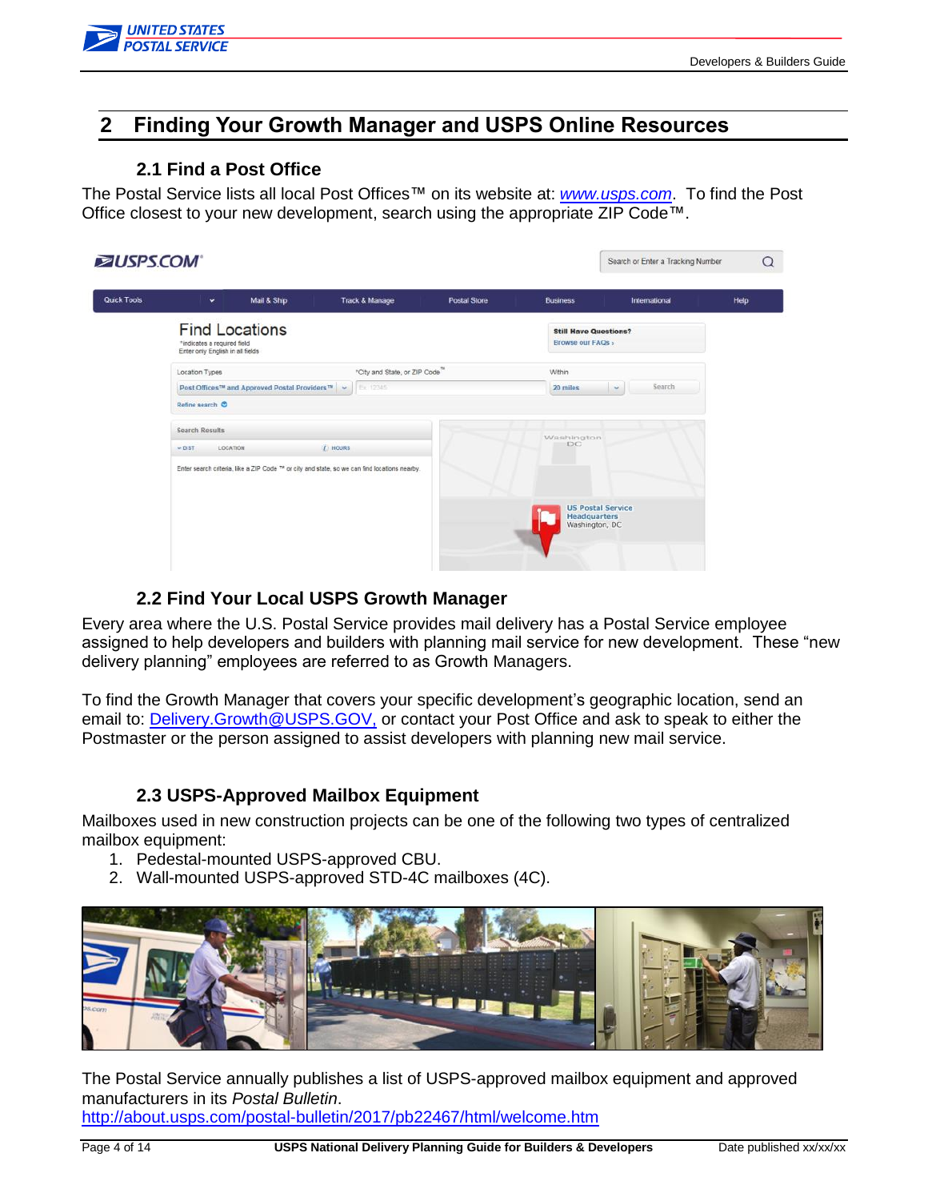# 2 Finding Your Growth Manager and USPS Online Resources

## 2.1 Find a Post Office

The Postal Service lists all local Post Offices™ on its website at: *www.usps.com*. To find the Post Office closest to your new development, search using the appropriate ZIP Code™.

## 2.2 Find Your Local USPS Growth Manager

Every area where the U.S. Postal Service provides mail delivery has a Postal Service employee assigned to help developers and builders with planning mail service for new development. These "new delivery planning" employees are referred to as Growth Managers.

To find the Growth Manager that covers your specific development's geographic location, send an email to: Delivery.Growth@USPS.GOV, or contact your Post Office and ask to speak to either the Postmaster or the person assigned to assist developers with planning new mail service.

## 2.3 USPS-Approved Mailbox Equipment

Mailboxes used in new construction projects can be one of the following two types of centralized mailbox equipment:

1. Pedestal-mounted USPS-approved CBU.
2. Wall-mounted USPS-approved STD-4C mailboxes (4C).

The Postal Service annually publishes a list of USPS-approved mailbox equipment and approved manufacturers in its *Postal Bulletin*.
http://about.usps.com/postal-bulletin/2017/pb22467/html/welcome.htm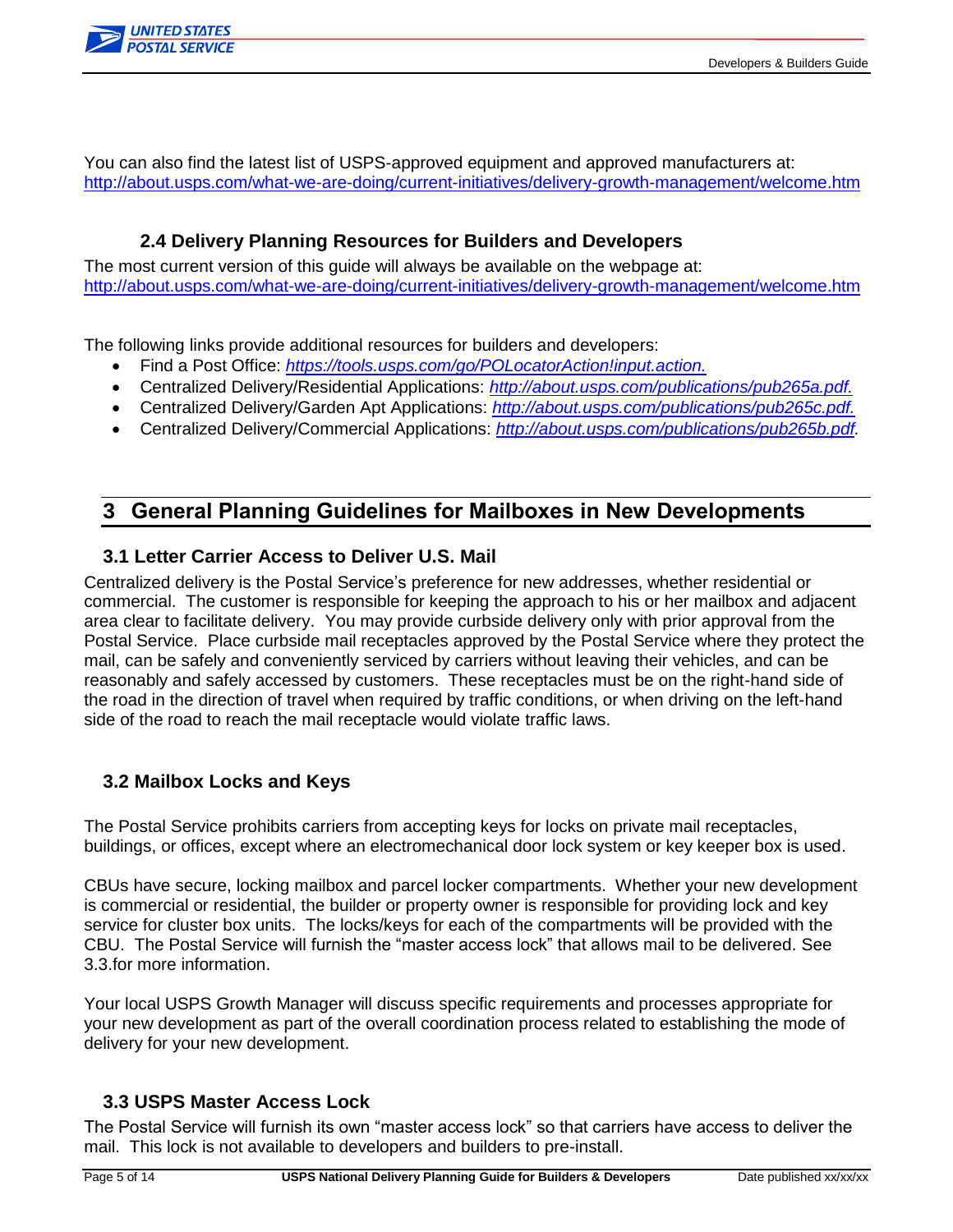You can also find the latest list of USPS-approved equipment and approved manufacturers at: http://about.usps.com/what-we-are-doing/current-initiatives/delivery-growth-management/welcome.htm

### 2.4 Delivery Planning Resources for Builders and Developers

The most current version of this guide will always be available on the webpage at: http://about.usps.com/what-we-are-doing/current-initiatives/delivery-growth-management/welcome.htm

The following links provide additional resources for builders and developers:

- Find a Post Office: *https://tools.usps.com/go/POLocatorAction!input.action.*
- Centralized Delivery/Residential Applications: *http://about.usps.com/publications/pub265a.pdf.*
- Centralized Delivery/Garden Apt Applications: *http://about.usps.com/publications/pub265c.pdf.*
- Centralized Delivery/Commercial Applications: *http://about.usps.com/publications/pub265b.pdf.*

## 3 General Planning Guidelines for Mailboxes in New Developments

### 3.1 Letter Carrier Access to Deliver U.S. Mail

Centralized delivery is the Postal Service's preference for new addresses, whether residential or commercial. The customer is responsible for keeping the approach to his or her mailbox and adjacent area clear to facilitate delivery. You may provide curbside delivery only with prior approval from the Postal Service. Place curbside mail receptacles approved by the Postal Service where they protect the mail, can be safely and conveniently serviced by carriers without leaving their vehicles, and can be reasonably and safely accessed by customers. These receptacles must be on the right-hand side of the road in the direction of travel when required by traffic conditions, or when driving on the left-hand side of the road to reach the mail receptacle would violate traffic laws.

### 3.2 Mailbox Locks and Keys

The Postal Service prohibits carriers from accepting keys for locks on private mail receptacles, buildings, or offices, except where an electromechanical door lock system or key keeper box is used.

CBUs have secure, locking mailbox and parcel locker compartments. Whether your new development is commercial or residential, the builder or property owner is responsible for providing lock and key service for cluster box units. The locks/keys for each of the compartments will be provided with the CBU. The Postal Service will furnish the "master access lock" that allows mail to be delivered. See 3.3.for more information.

Your local USPS Growth Manager will discuss specific requirements and processes appropriate for your new development as part of the overall coordination process related to establishing the mode of delivery for your new development.

### 3.3 USPS Master Access Lock

The Postal Service will furnish its own "master access lock" so that carriers have access to deliver the mail. This lock is not available to developers and builders to pre-install.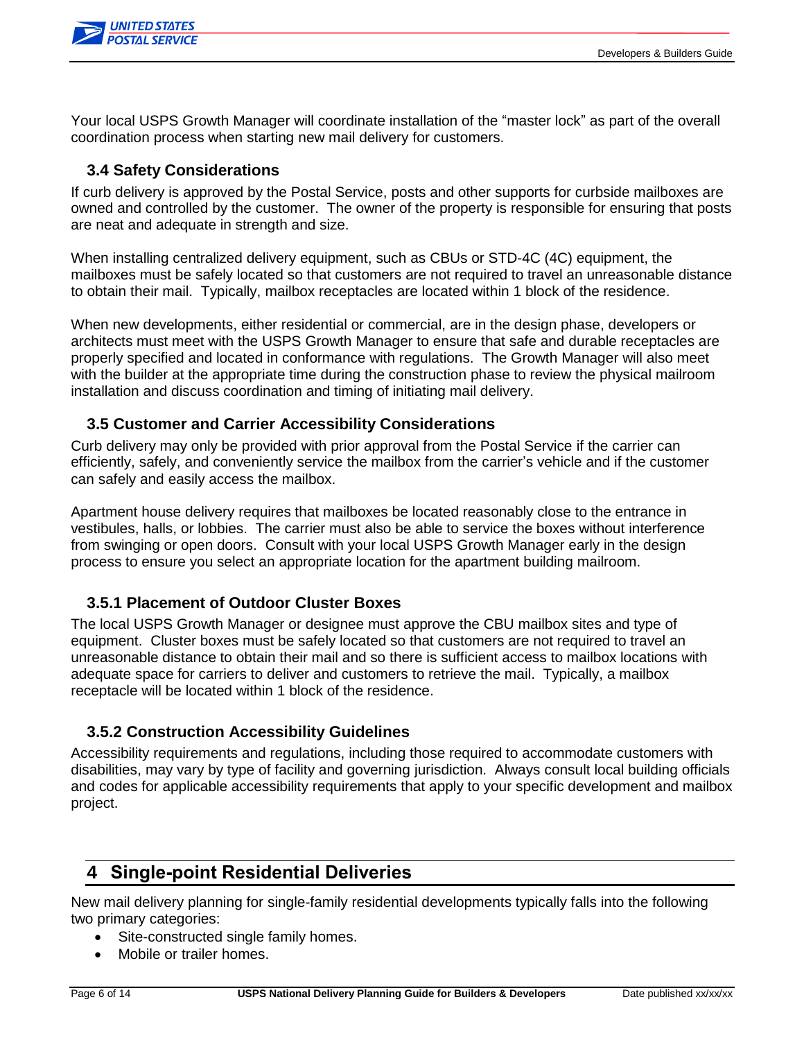Your local USPS Growth Manager will coordinate installation of the “master lock” as part of the overall coordination process when starting new mail delivery for customers.

### 3.4 Safety Considerations

If curb delivery is approved by the Postal Service, posts and other supports for curbside mailboxes are owned and controlled by the customer. The owner of the property is responsible for ensuring that posts are neat and adequate in strength and size.

When installing centralized delivery equipment, such as CBUs or STD-4C (4C) equipment, the mailboxes must be safely located so that customers are not required to travel an unreasonable distance to obtain their mail. Typically, mailbox receptacles are located within 1 block of the residence.

When new developments, either residential or commercial, are in the design phase, developers or architects must meet with the USPS Growth Manager to ensure that safe and durable receptacles are properly specified and located in conformance with regulations. The Growth Manager will also meet with the builder at the appropriate time during the construction phase to review the physical mailroom installation and discuss coordination and timing of initiating mail delivery.

### 3.5 Customer and Carrier Accessibility Considerations

Curb delivery may only be provided with prior approval from the Postal Service if the carrier can efficiently, safely, and conveniently service the mailbox from the carrier’s vehicle and if the customer can safely and easily access the mailbox.

Apartment house delivery requires that mailboxes be located reasonably close to the entrance in vestibules, halls, or lobbies. The carrier must also be able to service the boxes without interference from swinging or open doors. Consult with your local USPS Growth Manager early in the design process to ensure you select an appropriate location for the apartment building mailroom.

### 3.5.1 Placement of Outdoor Cluster Boxes

The local USPS Growth Manager or designee must approve the CBU mailbox sites and type of equipment. Cluster boxes must be safely located so that customers are not required to travel an unreasonable distance to obtain their mail and so there is sufficient access to mailbox locations with adequate space for carriers to deliver and customers to retrieve the mail. Typically, a mailbox receptacle will be located within 1 block of the residence.

### 3.5.2 Construction Accessibility Guidelines

Accessibility requirements and regulations, including those required to accommodate customers with disabilities, may vary by type of facility and governing jurisdiction. Always consult local building officials and codes for applicable accessibility requirements that apply to your specific development and mailbox project.

## 4 Single-point Residential Deliveries

New mail delivery planning for single-family residential developments typically falls into the following two primary categories:

- Site-constructed single family homes.
- Mobile or trailer homes.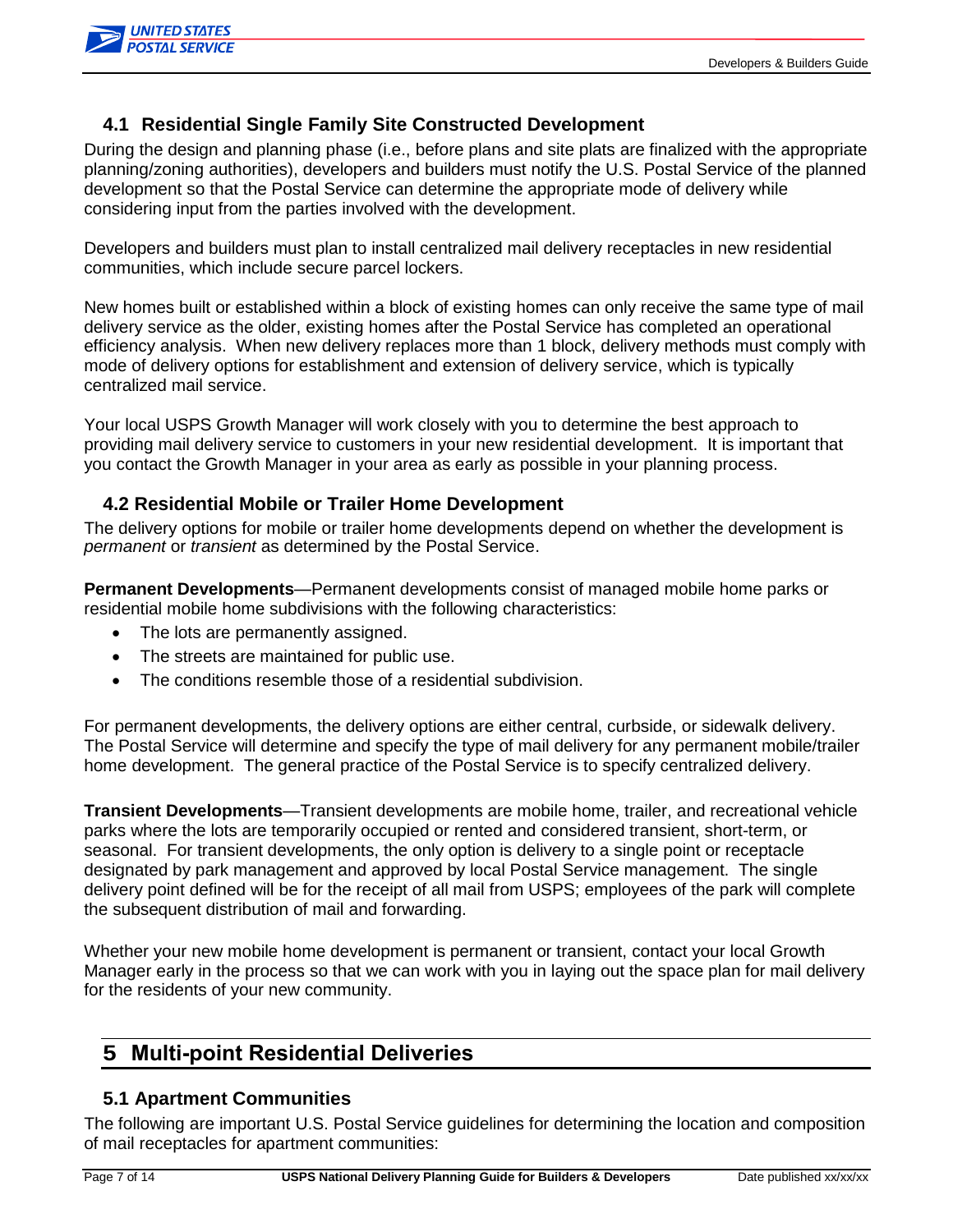### 4.1 Residential Single Family Site Constructed Development

During the design and planning phase (i.e., before plans and site plats are finalized with the appropriate planning/zoning authorities), developers and builders must notify the U.S. Postal Service of the planned development so that the Postal Service can determine the appropriate mode of delivery while considering input from the parties involved with the development.

Developers and builders must plan to install centralized mail delivery receptacles in new residential communities, which include secure parcel lockers.

New homes built or established within a block of existing homes can only receive the same type of mail delivery service as the older, existing homes after the Postal Service has completed an operational efficiency analysis. When new delivery replaces more than 1 block, delivery methods must comply with mode of delivery options for establishment and extension of delivery service, which is typically centralized mail service.

Your local USPS Growth Manager will work closely with you to determine the best approach to providing mail delivery service to customers in your new residential development. It is important that you contact the Growth Manager in your area as early as possible in your planning process.

### 4.2 Residential Mobile or Trailer Home Development

The delivery options for mobile or trailer home developments depend on whether the development is *permanent* or *transient* as determined by the Postal Service.

**Permanent Developments**—Permanent developments consist of managed mobile home parks or residential mobile home subdivisions with the following characteristics:

- The lots are permanently assigned.
- The streets are maintained for public use.
- The conditions resemble those of a residential subdivision.

For permanent developments, the delivery options are either central, curbside, or sidewalk delivery. The Postal Service will determine and specify the type of mail delivery for any permanent mobile/trailer home development. The general practice of the Postal Service is to specify centralized delivery.

**Transient Developments**—Transient developments are mobile home, trailer, and recreational vehicle parks where the lots are temporarily occupied or rented and considered transient, short-term, or seasonal. For transient developments, the only option is delivery to a single point or receptacle designated by park management and approved by local Postal Service management. The single delivery point defined will be for the receipt of all mail from USPS; employees of the park will complete the subsequent distribution of mail and forwarding.

Whether your new mobile home development is permanent or transient, contact your local Growth Manager early in the process so that we can work with you in laying out the space plan for mail delivery for the residents of your new community.

## 5 Multi-point Residential Deliveries

### 5.1 Apartment Communities

The following are important U.S. Postal Service guidelines for determining the location and composition of mail receptacles for apartment communities: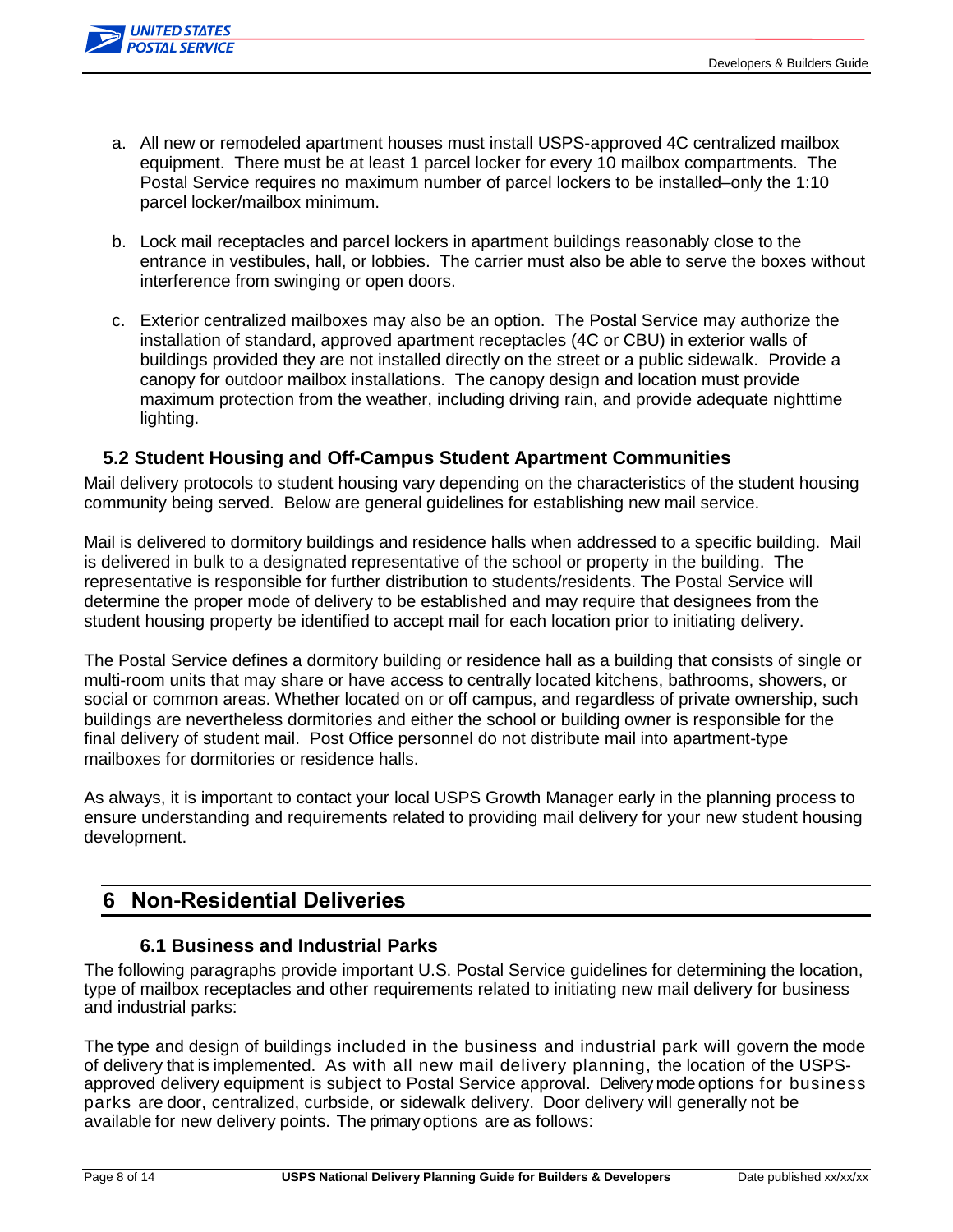a. All new or remodeled apartment houses must install USPS-approved 4C centralized mailbox equipment. There must be at least 1 parcel locker for every 10 mailbox compartments. The Postal Service requires no maximum number of parcel lockers to be installed–only the 1:10 parcel locker/mailbox minimum.

b. Lock mail receptacles and parcel lockers in apartment buildings reasonably close to the entrance in vestibules, hall, or lobbies. The carrier must also be able to serve the boxes without interference from swinging or open doors.

c. Exterior centralized mailboxes may also be an option. The Postal Service may authorize the installation of standard, approved apartment receptacles (4C or CBU) in exterior walls of buildings provided they are not installed directly on the street or a public sidewalk. Provide a canopy for outdoor mailbox installations. The canopy design and location must provide maximum protection from the weather, including driving rain, and provide adequate nighttime lighting.

### 5.2 Student Housing and Off-Campus Student Apartment Communities

Mail delivery protocols to student housing vary depending on the characteristics of the student housing community being served. Below are general guidelines for establishing new mail service.

Mail is delivered to dormitory buildings and residence halls when addressed to a specific building. Mail is delivered in bulk to a designated representative of the school or property in the building. The representative is responsible for further distribution to students/residents. The Postal Service will determine the proper mode of delivery to be established and may require that designees from the student housing property be identified to accept mail for each location prior to initiating delivery.

The Postal Service defines a dormitory building or residence hall as a building that consists of single or multi-room units that may share or have access to centrally located kitchens, bathrooms, showers, or social or common areas. Whether located on or off campus, and regardless of private ownership, such buildings are nevertheless dormitories and either the school or building owner is responsible for the final delivery of student mail. Post Office personnel do not distribute mail into apartment-type mailboxes for dormitories or residence halls.

As always, it is important to contact your local USPS Growth Manager early in the planning process to ensure understanding and requirements related to providing mail delivery for your new student housing development.

## 6 Non-Residential Deliveries

### 6.1 Business and Industrial Parks

The following paragraphs provide important U.S. Postal Service guidelines for determining the location, type of mailbox receptacles and other requirements related to initiating new mail delivery for business and industrial parks:

The type and design of buildings included in the business and industrial park will govern the mode of delivery that is implemented. As with all new mail delivery planning, the location of the USPS-approved delivery equipment is subject to Postal Service approval. Delivery mode options for business parks are door, centralized, curbside, or sidewalk delivery. Door delivery will generally not be available for new delivery points. The primary options are as follows: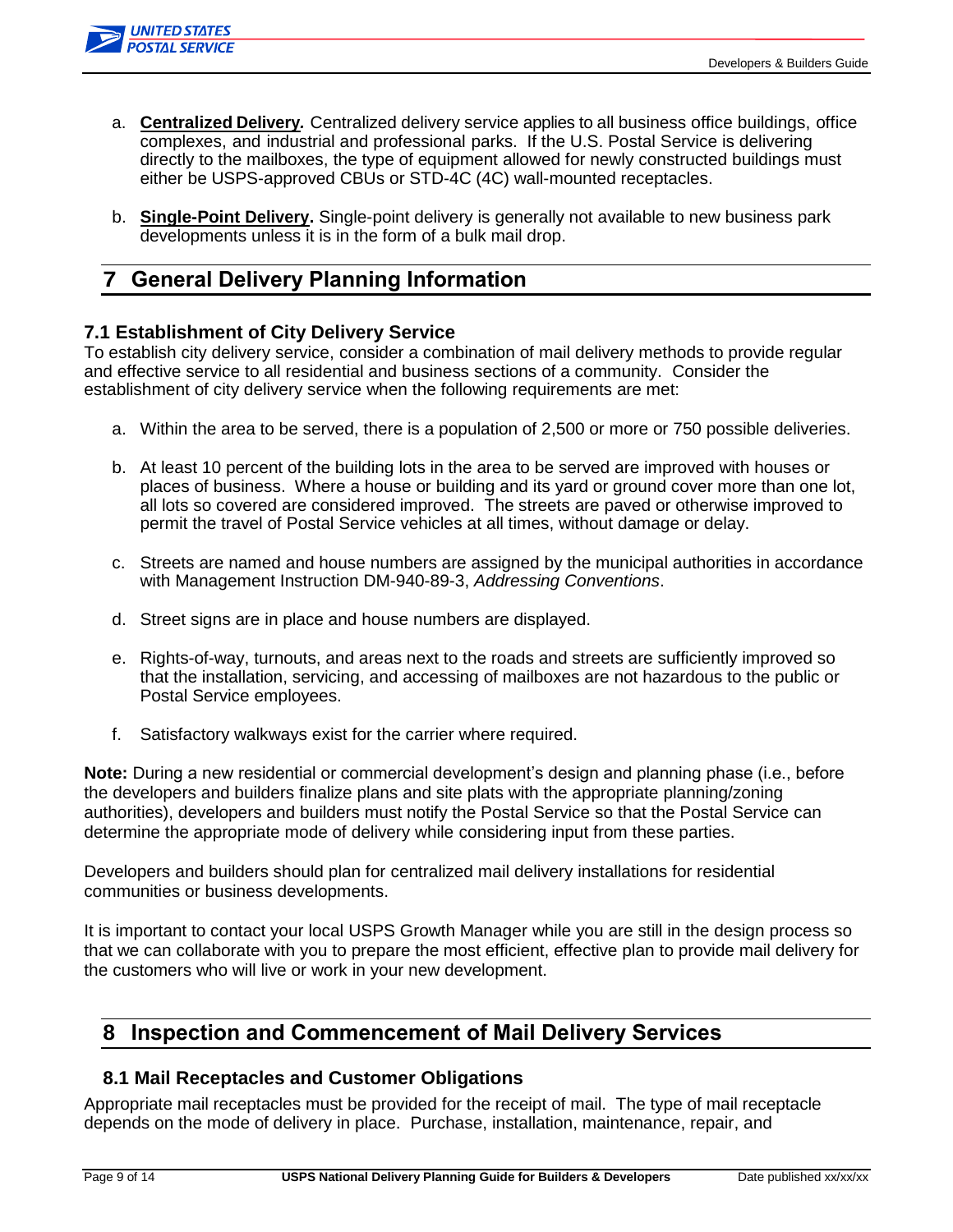a. **Centralized Delivery***.* Centralized delivery service applies to all business office buildings, office complexes, and industrial and professional parks. If the U.S. Postal Service is delivering directly to the mailboxes, the type of equipment allowed for newly constructed buildings must either be USPS-approved CBUs or STD-4C (4C) wall-mounted receptacles.

b. **Single-Point Delivery.** Single-point delivery is generally not available to new business park developments unless it is in the form of a bulk mail drop.

# 7 General Delivery Planning Information

## 7.1 Establishment of City Delivery Service

To establish city delivery service, consider a combination of mail delivery methods to provide regular and effective service to all residential and business sections of a community. Consider the establishment of city delivery service when the following requirements are met:

a. Within the area to be served, there is a population of 2,500 or more or 750 possible deliveries.

b. At least 10 percent of the building lots in the area to be served are improved with houses or places of business. Where a house or building and its yard or ground cover more than one lot, all lots so covered are considered improved. The streets are paved or otherwise improved to permit the travel of Postal Service vehicles at all times, without damage or delay.

c. Streets are named and house numbers are assigned by the municipal authorities in accordance with Management Instruction DM-940-89-3, *Addressing Conventions*.

d. Street signs are in place and house numbers are displayed.

e. Rights-of-way, turnouts, and areas next to the roads and streets are sufficiently improved so that the installation, servicing, and accessing of mailboxes are not hazardous to the public or Postal Service employees.

f. Satisfactory walkways exist for the carrier where required.

**Note:** During a new residential or commercial development's design and planning phase (i.e., before the developers and builders finalize plans and site plats with the appropriate planning/zoning authorities), developers and builders must notify the Postal Service so that the Postal Service can determine the appropriate mode of delivery while considering input from these parties.

Developers and builders should plan for centralized mail delivery installations for residential communities or business developments.

It is important to contact your local USPS Growth Manager while you are still in the design process so that we can collaborate with you to prepare the most efficient, effective plan to provide mail delivery for the customers who will live or work in your new development.

# 8 Inspection and Commencement of Mail Delivery Services

## 8.1 Mail Receptacles and Customer Obligations

Appropriate mail receptacles must be provided for the receipt of mail. The type of mail receptacle depends on the mode of delivery in place. Purchase, installation, maintenance, repair, and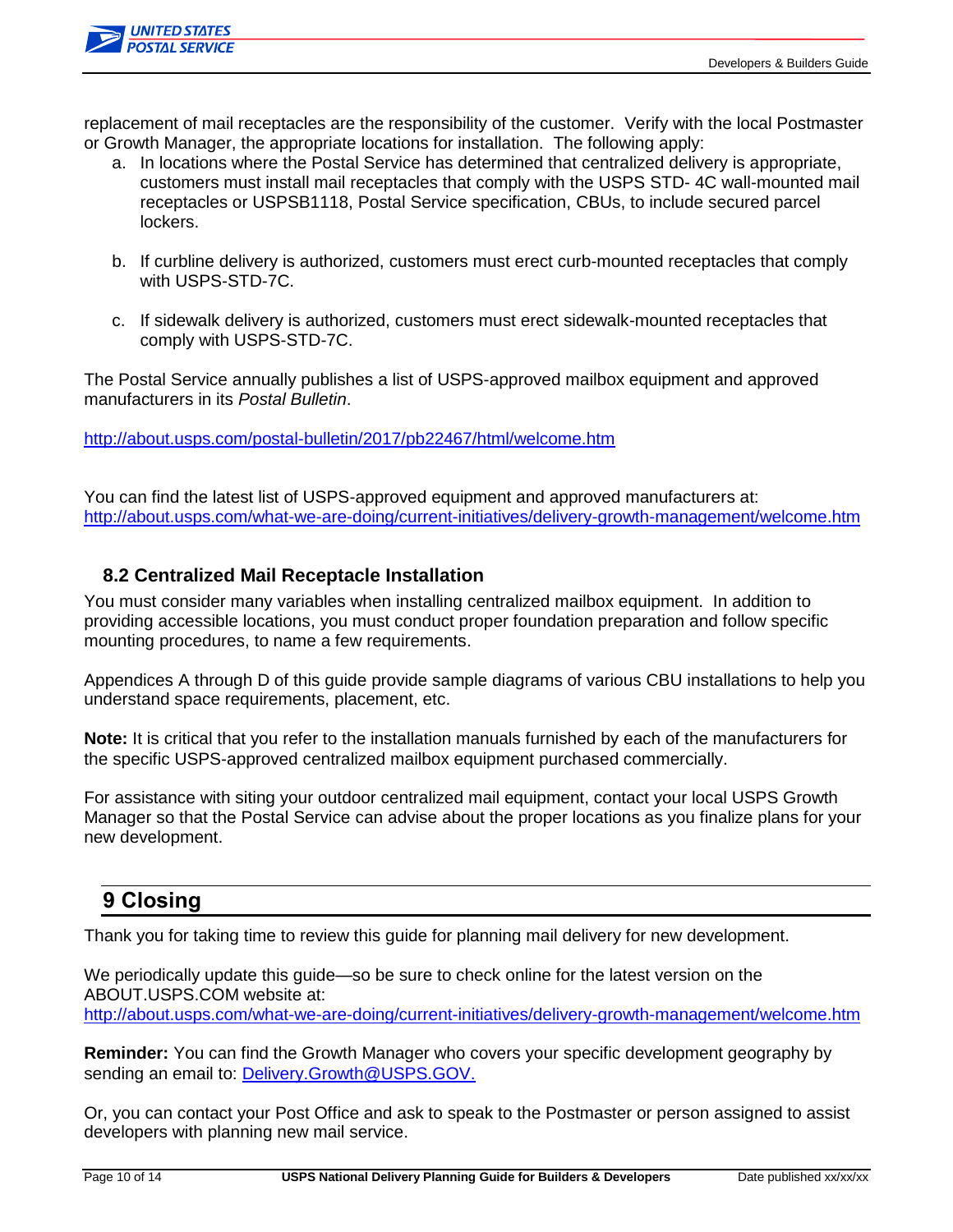replacement of mail receptacles are the responsibility of the customer. Verify with the local Postmaster or Growth Manager, the appropriate locations for installation. The following apply:

a. In locations where the Postal Service has determined that centralized delivery is appropriate, customers must install mail receptacles that comply with the USPS STD- 4C wall-mounted mail receptacles or USPSB1118, Postal Service specification, CBUs, to include secured parcel lockers.

b. If curbline delivery is authorized, customers must erect curb-mounted receptacles that comply with USPS-STD-7C.

c. If sidewalk delivery is authorized, customers must erect sidewalk-mounted receptacles that comply with USPS-STD-7C.

The Postal Service annually publishes a list of USPS-approved mailbox equipment and approved manufacturers in its *Postal Bulletin*.

http://about.usps.com/postal-bulletin/2017/pb22467/html/welcome.htm

You can find the latest list of USPS-approved equipment and approved manufacturers at:
http://about.usps.com/what-we-are-doing/current-initiatives/delivery-growth-management/welcome.htm

### 8.2 Centralized Mail Receptacle Installation

You must consider many variables when installing centralized mailbox equipment. In addition to providing accessible locations, you must conduct proper foundation preparation and follow specific mounting procedures, to name a few requirements.

Appendices A through D of this guide provide sample diagrams of various CBU installations to help you understand space requirements, placement, etc.

**Note:** It is critical that you refer to the installation manuals furnished by each of the manufacturers for the specific USPS-approved centralized mailbox equipment purchased commercially.

For assistance with siting your outdoor centralized mail equipment, contact your local USPS Growth Manager so that the Postal Service can advise about the proper locations as you finalize plans for your new development.

## 9 Closing

Thank you for taking time to review this guide for planning mail delivery for new development.

We periodically update this guide—so be sure to check online for the latest version on the ABOUT.USPS.COM website at:
http://about.usps.com/what-we-are-doing/current-initiatives/delivery-growth-management/welcome.htm

**Reminder:** You can find the Growth Manager who covers your specific development geography by sending an email to: Delivery.Growth@USPS.GOV.

Or, you can contact your Post Office and ask to speak to the Postmaster or person assigned to assist developers with planning new mail service.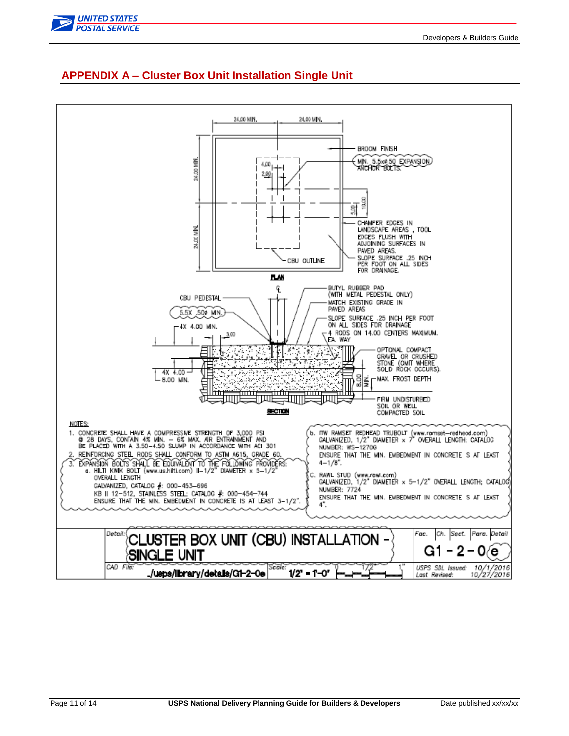## APPENDIX A – Cluster Box Unit Installation Single Unit

24.00 MIN. 24.00 MIN.

24.00 MIN.

24.00 MIN.

4.00

2.00

5.00

10.00

BROOM FINISH

MIN. 5.5xø.50 EXPANSION ANCHOR BOLTS.

CHAMFER EDGES IN LANDSCAPE AREAS , TOOL EDGES FLUSH WITH ADJOINING SURFACES IN PAVED AREAS.

SLOPE SURFACE .25 INCH PER FOOT ON ALL SIDES FOR DRAINAGE.

CBU OUTLINE

**PLAN**

CBU PEDESTAL

5.5X .50ø MIN.

4X 4.00 MIN.

3.00

4X 4.00 – 8.00 MIN.

BUTYL RUBBER PAD (WITH METAL PEDESTAL ONLY)

MATCH EXISTING GRADE IN PAVED AREAS

SLOPE SURFACE .25 INCH PER FOOT ON ALL SIDES FOR DRAINAGE

4 RODS ON 14.00 CENTERS MAXIMUM. EA. WAY

OPTIONAL COMPACT GRAVEL OR CRUSHED STONE (OMIT WHERE SOLID ROCK OCCURS).

8.00 MIN.

MAX. FROST DEPTH

FIRM UNDISTURBED SOIL OR WELL COMPACTED SOIL

**SECTION**

NOTES:

1. CONCRETE SHALL HAVE A COMPRESSIVE STRENGTH OF 3,000 PSI @ 28 DAYS, CONTAIN 4% MIN. – 6% MAX. AIR ENTRAINMENT AND BE PLACED WITH A 3.50–4.50 SLUMP IN ACCORDANCE WITH ACI 301
2. REINFORCING STEEL RODS SHALL CONFORM TO ASTM A615, GRADE 60.
3. EXPANSION BOLTS SHALL BE EQUIVALENT TO THE FOLLOWING PROVIDERS:
   a. HILTI KWIK BOLT (www.us.hilti.com) II–1/2" DIAMETER x 5–1/2" OVERALL LENGTH
      GALVANIZED, CATALOG #: 000–453–696
      KB II 12–512, STAINLESS STEEL; CATALOG #: 000–454–744
      ENSURE THAT THE MIN. EMBEDMENT IN CONCRETE IS AT LEAST 3–1/2".
   b. ITW RAMSET REDHEAD TRUBOLT (www.ramset–redhead.com) GALVANIZED, 1/2" DIAMETER x 7" OVERALL LENGTH; CATALOG NUMBER: WS–1270G
      ENSURE THAT THE MIN. EMBEDMENT IN CONCRETE IS AT LEAST 4–1/8".
   c. RAWL STUD (www.rawl.com) GALVANIZED, 1/2" DIAMETER x 5–1/2" OVERALL LENGTH; CATALOG NUMBER: 7724
      ENSURE THAT THE MIN. EMBEDMENT IN CONCRETE IS AT LEAST 4".

| Detail: | CLUSTER BOX UNIT (CBU) INSTALLATION – SINGLE UNIT | Fac. Ch. Sect. Para. Detail | G1 – 2 – 0 e |
|---|---|---|---|
| CAD File: | ./usps/library/details/G1-2-0e | Scale: 1/2" = 1'-0" | USPS SDL Issued: 10/1/2016 Last Revised: 10/27/2016 |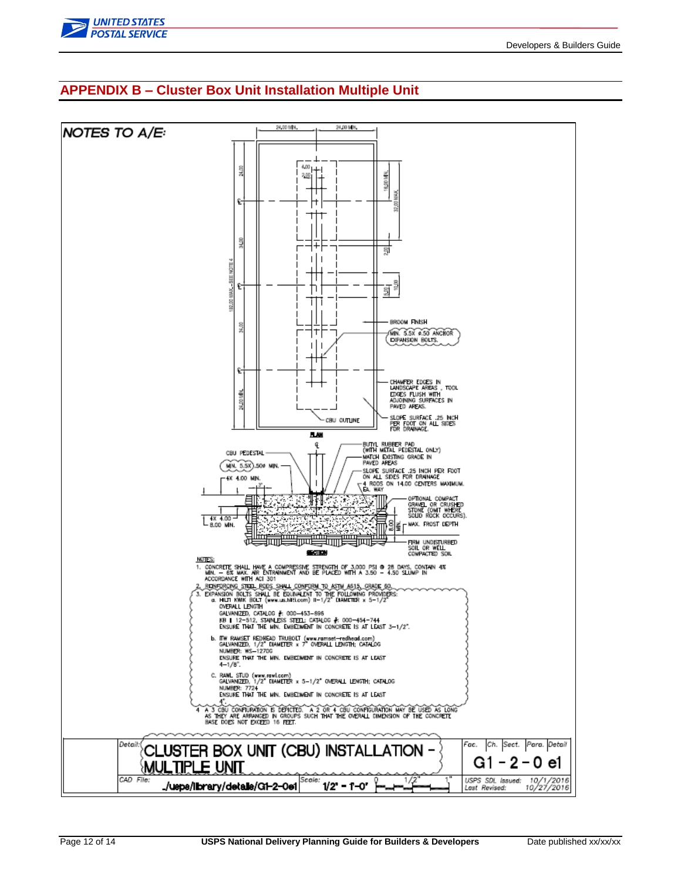## APPENDIX B – Cluster Box Unit Installation Multiple Unit

**NOTES TO A/E:**

24.00 MIN. 24.00 MIN.

4.00
2.00

16.00 MIN.
32.00 MAX.

24.00
34.00
34.00
24.00 MIN.
182.00 MAX.—SEE NOTE 4

2.00
5.50
10.00

BROOM FINISH

MIN. 5.5X ø.50 ANCHOR EXPANSION BOLTS.

CHAMFER EDGES IN LANDSCAPE AREAS, TOOL EDGES FLUSH WITH ADJOINING SURFACES IN PAVED AREAS.

CBU OUTLINE

SLOPE SURFACE .25 INCH PER FOOT ON ALL SIDES FOR DRAINAGE.

PLAN

CBU PEDESTAL

MIN. 5.5X).50ø MIN.

4X 4.00 MIN.

4X 4.00 — 8.00 MIN.

BUTYL RUBBER PAD (WITH METAL PEDESTAL ONLY)

MATCH EXISTING GRADE IN PAVED AREAS

SLOPE SURFACE .25 INCH PER FOOT ON ALL SIDES FOR DRAINAGE

4 RODS ON 14.00 CENTERS MAXIMUM, EA. WAY

OPTIONAL COMPACT GRAVEL OR CRUSHED STONE (OMIT WHERE SOLID ROCK OCCURS).

8.00 MIN.

MAX. FROST DEPTH

FIRM UNDISTURBED SOIL OR WELL COMPACTED SOIL

SECTION

NOTES:

1. CONCRETE SHALL HAVE A COMPRESSIVE STRENGTH OF 3,000 PSI @ 28 DAYS, CONTAIN 4% MIN. – 6% MAX. AIR ENTRAINMENT AND BE PLACED WITH A 3.50 – 4.50 SLUMP IN ACCORDANCE WITH ACI 301
2. REINFORCING STEEL RODS SHALL CONFORM TO ASTM A615, GRADE 60.
3. EXPANSION BOLTS SHALL BE EQUIVALENT TO THE FOLLOWING PROVIDERS:
   - a. HILTI KWIK BOLT (www.us.hilti.com) II–1/2" DIAMETER x 5–1/2" OVERALL LENGTH
     GALVANIZED, CATALOG #: 000–453–696
     KB I 12–512, STAINLESS STEEL: CATALOG #: 000–454–744
     ENSURE THAT THE MIN. EMBEDMENT IN CONCRETE IS AT LEAST 3–1/2".
   - b. ITW RAMSET REDHEAD TRUBOLT (www.ramset–redhead.com) GALVANIZED, 1/2" DIAMETER x 7" OVERALL LENGTH; CATALOG NUMBER: WS–1270G
     ENSURE THAT THE MIN. EMBEDMENT IN CONCRETE IS AT LEAST 4–1/8".
   - c. RAWL STUD (www.rawl.com) GALVANIZED, 1/2" DIAMETER x 5–1/2" OVERALL LENGTH; CATALOG NUMBER: 7724
     ENSURE THAT THE MIN. EMBEDMENT IN CONCRETE IS AT LEAST 4".
4. A 3 CBU CONFIGURATION IS DEPICTED. A 2 OR 4 CBU CONFIGURATION MAY BE USED AS LONG AS THEY ARE ARRANGED IN GROUPS SUCH THAT THE OVERALL DIMENSION OF THE CONCRETE BASE DOES NOT EXCEED 16 FEET.

| Detail: | CLUSTER BOX UNIT (CBU) INSTALLATION – MULTIPLE UNIT | Fac. / Ch. / Sect. / Para. / Detail | G1 – 2 – 0 e1 |
|---|---|---|---|
| CAD File: | ./usps/library/details/G1-2-0e1 | Scale: 1/2" = 1'-0" | USPS SDL Issued: 10/1/2016; Last Revised: 10/27/2016 |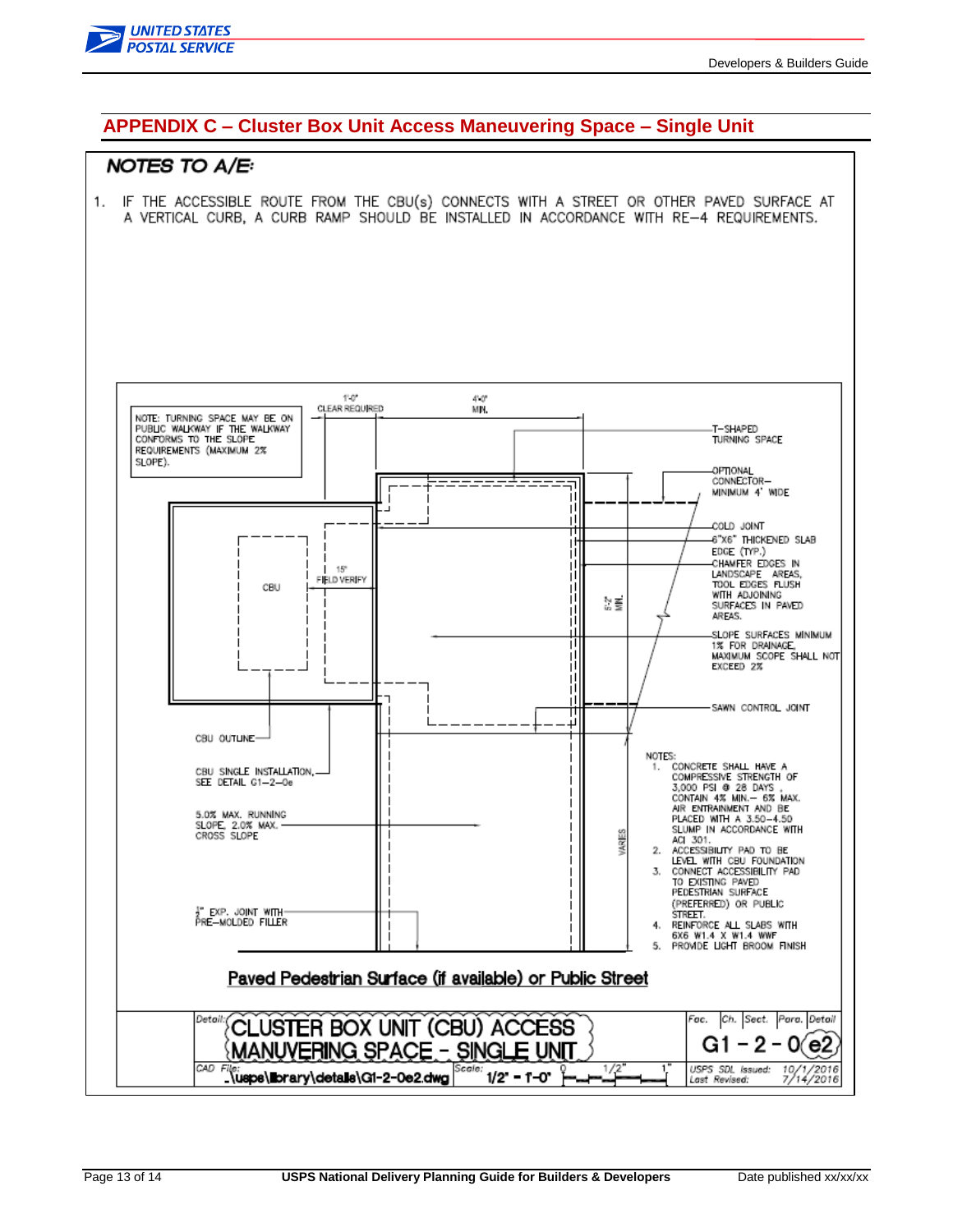## APPENDIX C – Cluster Box Unit Access Maneuvering Space – Single Unit

### NOTES TO A/E:

1. IF THE ACCESSIBLE ROUTE FROM THE CBU(s) CONNECTS WITH A STREET OR OTHER PAVED SURFACE AT A VERTICAL CURB, A CURB RAMP SHOULD BE INSTALLED IN ACCORDANCE WITH RE–4 REQUIREMENTS.

NOTE: TURNING SPACE MAY BE ON PUBLIC WALKWAY IF THE WALKWAY CONFORMS TO THE SLOPE REQUIREMENTS (MAXIMUM 2% SLOPE).

1'-0" CLEAR REQUIRED

4'-0" MIN.

T–SHAPED TURNING SPACE

OPTIONAL CONNECTOR– MINIMUM 4' WIDE

COLD JOINT

6"X6" THICKENED SLAB EDGE (TYP.)

CHAMFER EDGES IN LANDSCAPE AREAS, TOOL EDGES FLUSH WITH ADJOINING SURFACES IN PAVED AREAS.

SLOPE SURFACES MINIMUM 1% FOR DRAINAGE, MAXIMUM SCOPE SHALL NOT EXCEED 2%

SAWN CONTROL JOINT

CBU

15" FIELD VERIFY

5'-2" MIN.

VARIES

CBU OUTLINE

CBU SINGLE INSTALLATION, SEE DETAIL G1–2–0e

5.0% MAX. RUNNING SLOPE, 2.0% MAX. CROSS SLOPE

½" EXP. JOINT WITH PRE–MOLDED FILLER

NOTES:

1. CONCRETE SHALL HAVE A COMPRESSIVE STRENGTH OF 3,000 PSI @ 28 DAYS . CONTAIN 4% MIN.– 6% MAX. AIR ENTRAINMENT AND BE PLACED WITH A 3.50–4.50 SLUMP IN ACCORDANCE WITH ACI 301.
2. ACCESSIBILITY PAD TO BE LEVEL WITH CBU FOUNDATION
3. CONNECT ACCESSIBILITY PAD TO EXISTING PAVED PEDESTRIAN SURFACE (PREFERRED) OR PUBLIC STREET.
4. REINFORCE ALL SLABS WITH 6X6 W1.4 X W1.4 WWF
5. PROVIDE LIGHT BROOM FINISH

Paved Pedestrian Surface (if available) or Public Street

| Detail: CLUSTER BOX UNIT (CBU) ACCESS MANUVERING SPACE – SINGLE UNIT | Fac. | Ch. | Sect. | Para. | Detail |
|---|---|---|---|---|---|
| | G1 | – 2 | – 0 | | e2 |
| CAD File: ..\usps\library\details\G1-2-0e2.dwg; Scale: 1/2" = 1'-0" | USPS SDL Issued: 10/1/2016 | | Last Revised: 7/14/2016 | | |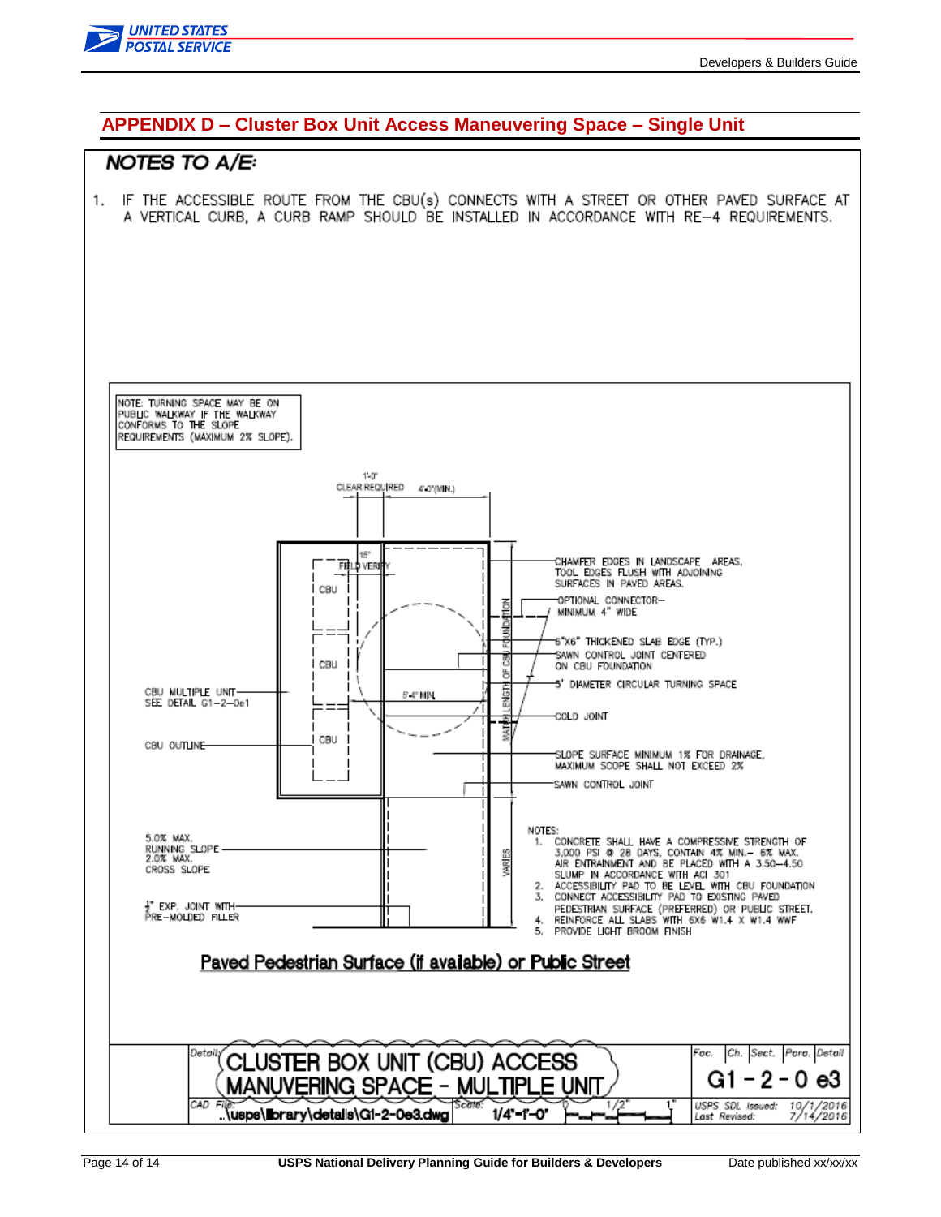## APPENDIX D – Cluster Box Unit Access Maneuvering Space – Single Unit

### NOTES TO A/E:

1. IF THE ACCESSIBLE ROUTE FROM THE CBU(s) CONNECTS WITH A STREET OR OTHER PAVED SURFACE AT A VERTICAL CURB, A CURB RAMP SHOULD BE INSTALLED IN ACCORDANCE WITH RE–4 REQUIREMENTS.

NOTE: TURNING SPACE MAY BE ON PUBLIC WALKWAY IF THE WALKWAY CONFORMS TO THE SLOPE REQUIREMENTS (MAXIMUM 2% SLOPE).

1'-0" CLEAR REQUIRED

4'-0"(MIN.)

15" FIELD VERIFY

CBU

CBU

CBU

5'-4" MIN.

MATCH LENGTH OF CBU FOUNDATION

VARIES

CHAMFER EDGES IN LANDSCAPE AREAS, TOOL EDGES FLUSH WITH ADJOINING SURFACES IN PAVED AREAS.

OPTIONAL CONNECTOR– MINIMUM 4" WIDE

6"X6" THICKENED SLAB EDGE (TYP.)

SAWN CONTROL JOINT CENTERED ON CBU FOUNDATION

5' DIAMETER CIRCULAR TURNING SPACE

COLD JOINT

SLOPE SURFACE MINIMUM 1% FOR DRAINAGE, MAXIMUM SCOPE SHALL NOT EXCEED 2%

SAWN CONTROL JOINT

CBU MULTIPLE UNIT SEE DETAIL G1–2–0e1

CBU OUTLINE

5.0% MAX. RUNNING SLOPE
2.0% MAX. CROSS SLOPE

½" EXP. JOINT WITH PRE–MOLDED FILLER

NOTES:

1. CONCRETE SHALL HAVE A COMPRESSIVE STRENGTH OF 3,000 PSI @ 28 DAYS, CONTAIN 4% MIN.– 6% MAX. AIR ENTRAINMENT AND BE PLACED WITH A 3.50–4.50 SLUMP IN ACCORDANCE WITH ACI 301
2. ACCESSIBILITY PAD TO BE LEVEL WITH CBU FOUNDATION
3. CONNECT ACCESSIBILITY PAD TO EXISTING PAVED PEDESTRIAN SURFACE (PREFERRED) OR PUBLIC STREET.
4. REINFORCE ALL SLABS WITH 6X6 W1.4 X W1.4 WWF
5. PROVIDE LIGHT BROOM FINISH

**Paved Pedestrian Surface (if available) or Public Street**

| Detail | CAD File | Scale | Fac. / Ch. / Sect. / Para. / Detail | USPS SDL Issued / Last Revised |
| --- | --- | --- | --- | --- |
| CLUSTER BOX UNIT (CBU) ACCESS MANUVERING SPACE – MULTIPLE UNIT | ..\usps\library\details\G1-2-0e3.dwg | 1/4"-1'-0" (0, 1/2", 1") | G1 – 2 – 0 e3 | 10/1/2016 / 7/14/2016 |